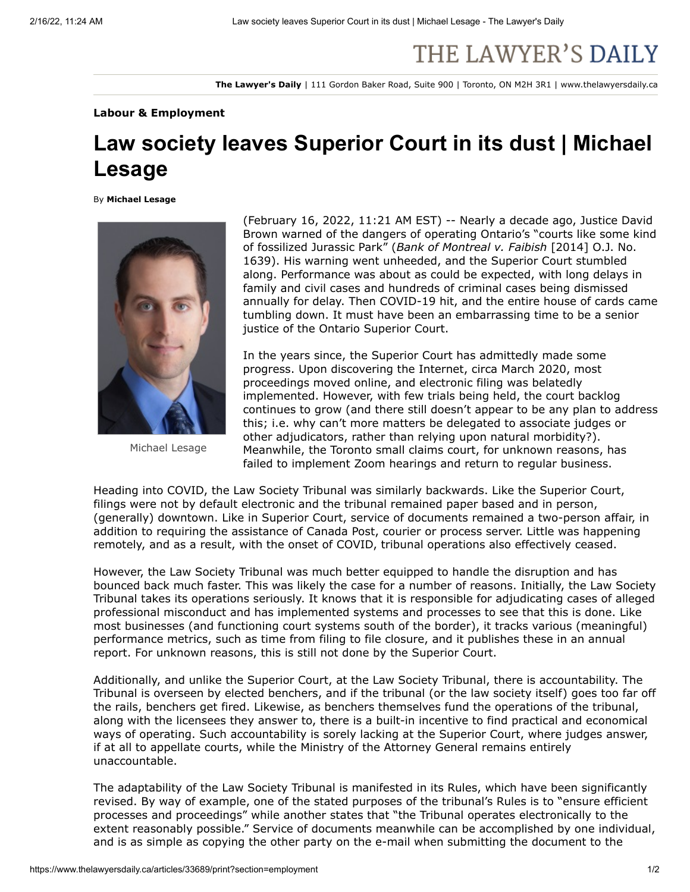**The Lawyer's Daily** | 111 Gordon Baker Road, Suite 900 | Toronto, ON M2H 3R1 | www.thelawyersdaily.ca

**Labour & Employment**

# Law society leaves Superior Court in its dust | Michael Lesage

By **Michael Lesage**

Michael Lesage

(February 16, 2022, 11:21 AM EST) -- Nearly a decade ago, Justice David Brown warned of the dangers of operating Ontario's "courts like some kind of fossilized Jurassic Park" (*Bank of Montreal v. Faibish* [2014] O.J. No. 1639). His warning went unheeded, and the Superior Court stumbled along. Performance was about as could be expected, with long delays in family and civil cases and hundreds of criminal cases being dismissed annually for delay. Then COVID-19 hit, and the entire house of cards came tumbling down. It must have been an embarrassing time to be a senior justice of the Ontario Superior Court.

In the years since, the Superior Court has admittedly made some progress. Upon discovering the Internet, circa March 2020, most proceedings moved online, and electronic filing was belatedly implemented. However, with few trials being held, the court backlog continues to grow (and there still doesn't appear to be any plan to address this; i.e. why can't more matters be delegated to associate judges or other adjudicators, rather than relying upon natural morbidity?). Meanwhile, the Toronto small claims court, for unknown reasons, has failed to implement Zoom hearings and return to regular business.

Heading into COVID, the Law Society Tribunal was similarly backwards. Like the Superior Court, filings were not by default electronic and the tribunal remained paper based and in person, (generally) downtown. Like in Superior Court, service of documents remained a two-person affair, in addition to requiring the assistance of Canada Post, courier or process server. Little was happening remotely, and as a result, with the onset of COVID, tribunal operations also effectively ceased.

However, the Law Society Tribunal was much better equipped to handle the disruption and has bounced back much faster. This was likely the case for a number of reasons. Initially, the Law Society Tribunal takes its operations seriously. It knows that it is responsible for adjudicating cases of alleged professional misconduct and has implemented systems and processes to see that this is done. Like most businesses (and functioning court systems south of the border), it tracks various (meaningful) performance metrics, such as time from filing to file closure, and it publishes these in an annual report. For unknown reasons, this is still not done by the Superior Court.

Additionally, and unlike the Superior Court, at the Law Society Tribunal, there is accountability. The Tribunal is overseen by elected benchers, and if the tribunal (or the law society itself) goes too far off the rails, benchers get fired. Likewise, as benchers themselves fund the operations of the tribunal, along with the licensees they answer to, there is a built-in incentive to find practical and economical ways of operating. Such accountability is sorely lacking at the Superior Court, where judges answer, if at all to appellate courts, while the Ministry of the Attorney General remains entirely unaccountable.

The adaptability of the Law Society Tribunal is manifested in its Rules, which have been significantly revised. By way of example, one of the stated purposes of the tribunal's Rules is to "ensure efficient processes and proceedings" while another states that "the Tribunal operates electronically to the extent reasonably possible." Service of documents meanwhile can be accomplished by one individual, and is as simple as copying the other party on the e-mail when submitting the document to the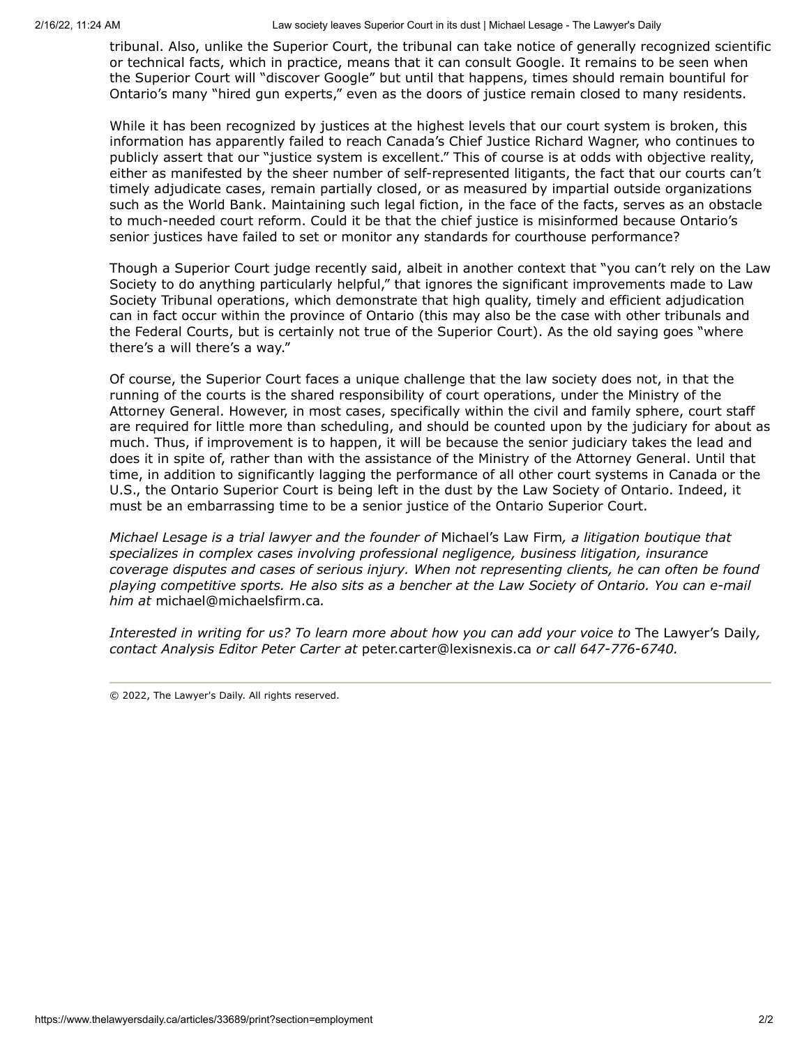tribunal. Also, unlike the Superior Court, the tribunal can take notice of generally recognized scientific or technical facts, which in practice, means that it can consult Google. It remains to be seen when the Superior Court will "discover Google" but until that happens, times should remain bountiful for Ontario's many "hired gun experts," even as the doors of justice remain closed to many residents.

While it has been recognized by justices at the highest levels that our court system is broken, this information has apparently failed to reach Canada's Chief Justice Richard Wagner, who continues to publicly assert that our "justice system is excellent." This of course is at odds with objective reality, either as manifested by the sheer number of self-represented litigants, the fact that our courts can't timely adjudicate cases, remain partially closed, or as measured by impartial outside organizations such as the World Bank. Maintaining such legal fiction, in the face of the facts, serves as an obstacle to much-needed court reform. Could it be that the chief justice is misinformed because Ontario's senior justices have failed to set or monitor any standards for courthouse performance?

Though a Superior Court judge recently said, albeit in another context that "you can't rely on the Law Society to do anything particularly helpful," that ignores the significant improvements made to Law Society Tribunal operations, which demonstrate that high quality, timely and efficient adjudication can in fact occur within the province of Ontario (this may also be the case with other tribunals and the Federal Courts, but is certainly not true of the Superior Court). As the old saying goes "where there's a will there's a way."

Of course, the Superior Court faces a unique challenge that the law society does not, in that the running of the courts is the shared responsibility of court operations, under the Ministry of the Attorney General. However, in most cases, specifically within the civil and family sphere, court staff are required for little more than scheduling, and should be counted upon by the judiciary for about as much. Thus, if improvement is to happen, it will be because the senior judiciary takes the lead and does it in spite of, rather than with the assistance of the Ministry of the Attorney General. Until that time, in addition to significantly lagging the performance of all other court systems in Canada or the U.S., the Ontario Superior Court is being left in the dust by the Law Society of Ontario. Indeed, it must be an embarrassing time to be a senior justice of the Ontario Superior Court.

*Michael Lesage is a trial lawyer and the founder of* Michael's Law Firm*, a litigation boutique that specializes in complex cases involving professional negligence, business litigation, insurance coverage disputes and cases of serious injury. When not representing clients, he can often be found playing competitive sports. He also sits as a bencher at the Law Society of Ontario. You can e-mail him at* michael@michaelsfirm.ca*.*

*Interested in writing for us? To learn more about how you can add your voice to* The Lawyer's Daily*, contact Analysis Editor Peter Carter at* peter.carter@lexisnexis.ca *or call 647-776-6740.*

© 2022, The Lawyer's Daily. All rights reserved.